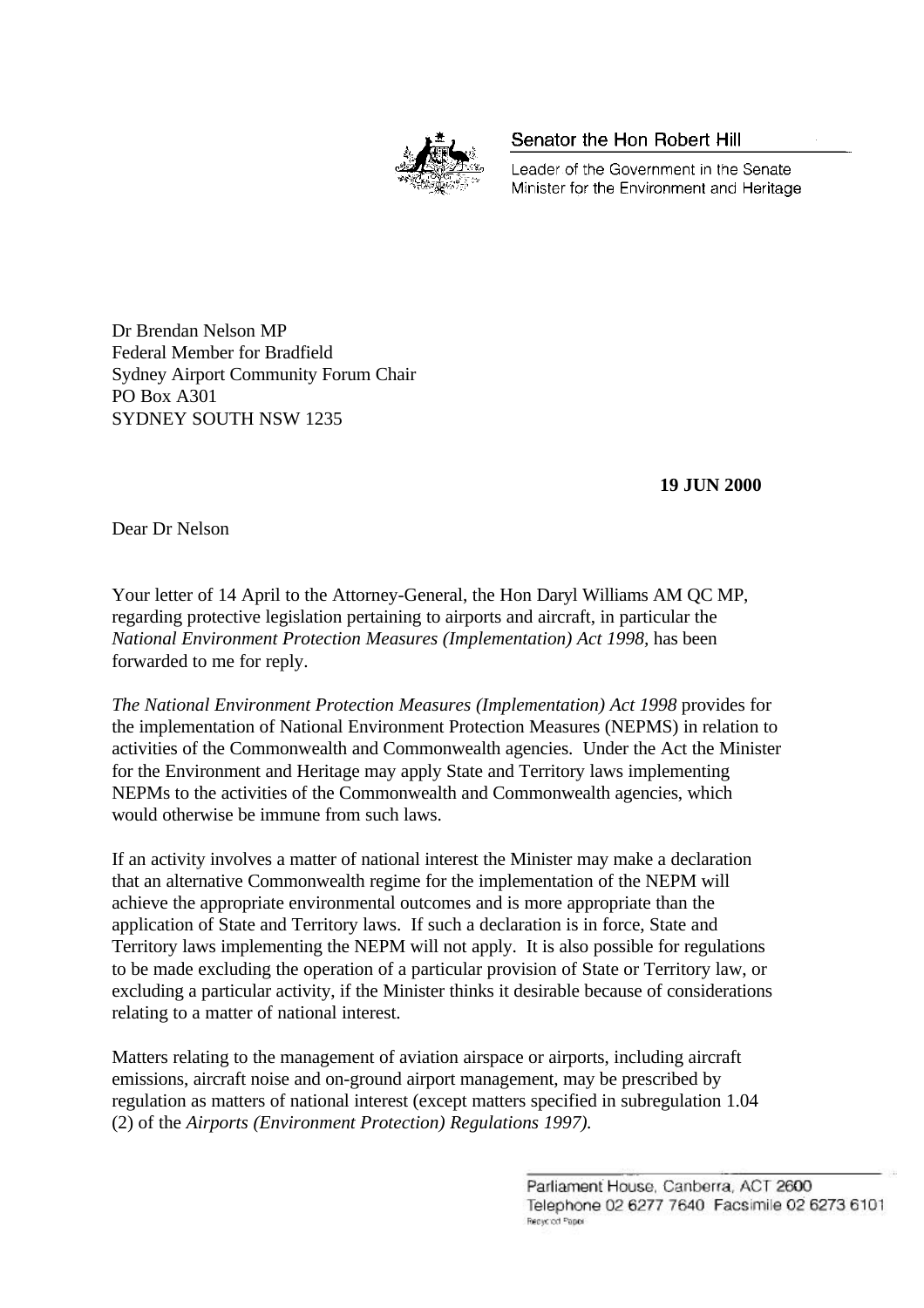Senator the Hon Robert Hill

Leader of the Government in the Senate
Minister for the Environment and Heritage

Dr Brendan Nelson MP
Federal Member for Bradfield
Sydney Airport Community Forum Chair
PO Box A301
SYDNEY SOUTH NSW 1235

**19 JUN 2000**

Dear Dr Nelson

Your letter of 14 April to the Attorney-General, the Hon Daryl Williams AM QC MP, regarding protective legislation pertaining to airports and aircraft, in particular the *National Environment Protection Measures (Implementation) Act 1998*, has been forwarded to me for reply.

*The National Environment Protection Measures (Implementation) Act 1998* provides for the implementation of National Environment Protection Measures (NEPMS) in relation to activities of the Commonwealth and Commonwealth agencies. Under the Act the Minister for the Environment and Heritage may apply State and Territory laws implementing NEPMs to the activities of the Commonwealth and Commonwealth agencies, which would otherwise be immune from such laws.

If an activity involves a matter of national interest the Minister may make a declaration that an alternative Commonwealth regime for the implementation of the NEPM will achieve the appropriate environmental outcomes and is more appropriate than the application of State and Territory laws. If such a declaration is in force, State and Territory laws implementing the NEPM will not apply. It is also possible for regulations to be made excluding the operation of a particular provision of State or Territory law, or excluding a particular activity, if the Minister thinks it desirable because of considerations relating to a matter of national interest.

Matters relating to the management of aviation airspace or airports, including aircraft emissions, aircraft noise and on-ground airport management, may be prescribed by regulation as matters of national interest (except matters specified in subregulation 1.04 (2) of the *Airports (Environment Protection) Regulations 1997).*

Parliament House, Canberra, ACT 2600
Telephone 02 6277 7640 Facsimile 02 6273 6101
Recycled Paper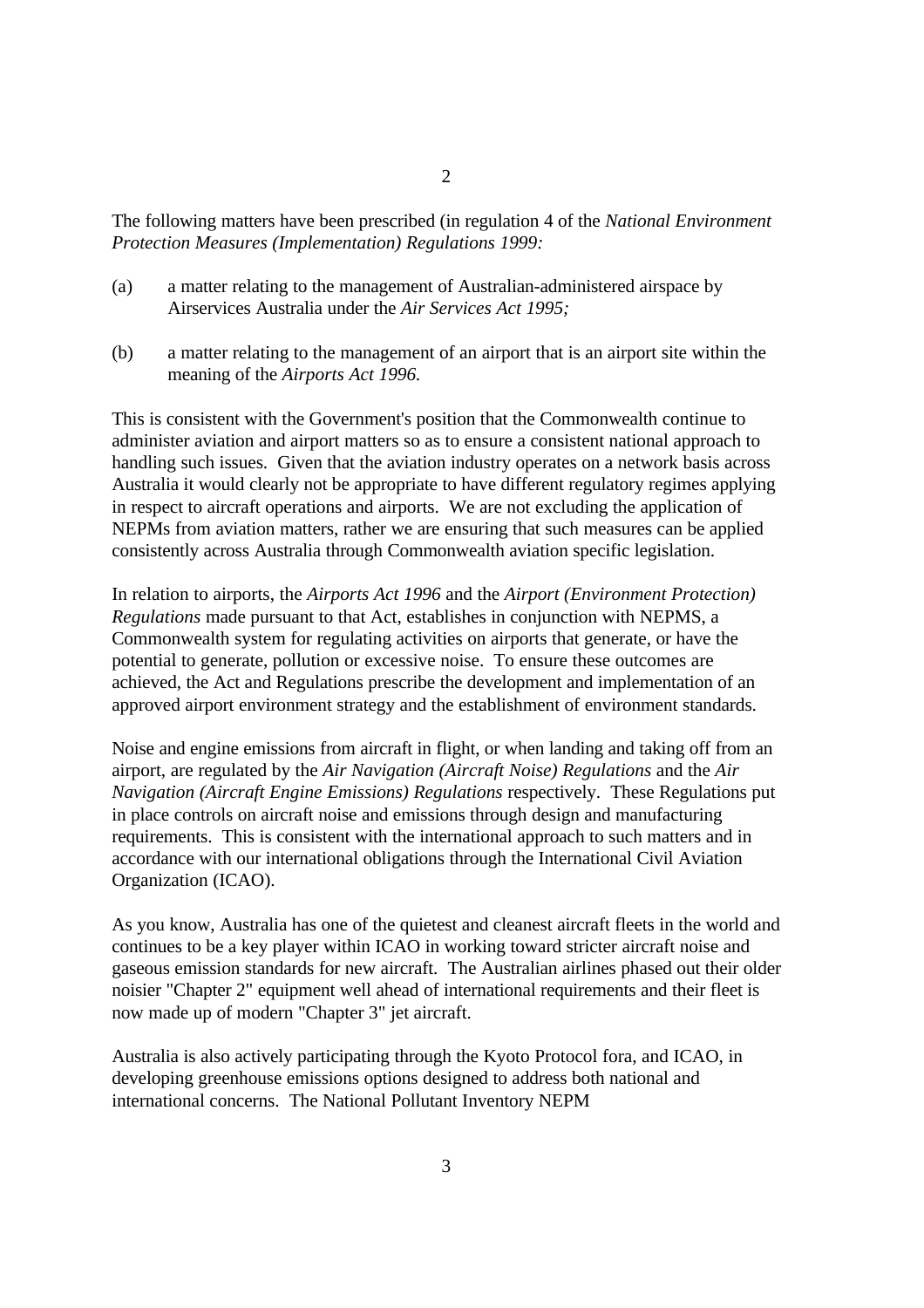The following matters have been prescribed (in regulation 4 of the *National Environment Protection Measures (Implementation) Regulations 1999:*

(a) a matter relating to the management of Australian-administered airspace by Airservices Australia under the *Air Services Act 1995;*

(b) a matter relating to the management of an airport that is an airport site within the meaning of the *Airports Act 1996.*

This is consistent with the Government's position that the Commonwealth continue to administer aviation and airport matters so as to ensure a consistent national approach to handling such issues. Given that the aviation industry operates on a network basis across Australia it would clearly not be appropriate to have different regulatory regimes applying in respect to aircraft operations and airports. We are not excluding the application of NEPMs from aviation matters, rather we are ensuring that such measures can be applied consistently across Australia through Commonwealth aviation specific legislation.

In relation to airports, the *Airports Act 1996* and the *Airport (Environment Protection) Regulations* made pursuant to that Act, establishes in conjunction with NEPMS, a Commonwealth system for regulating activities on airports that generate, or have the potential to generate, pollution or excessive noise. To ensure these outcomes are achieved, the Act and Regulations prescribe the development and implementation of an approved airport environment strategy and the establishment of environment standards.

Noise and engine emissions from aircraft in flight, or when landing and taking off from an airport, are regulated by the *Air Navigation (Aircraft Noise) Regulations* and the *Air Navigation (Aircraft Engine Emissions) Regulations* respectively. These Regulations put in place controls on aircraft noise and emissions through design and manufacturing requirements. This is consistent with the international approach to such matters and in accordance with our international obligations through the International Civil Aviation Organization (ICAO).

As you know, Australia has one of the quietest and cleanest aircraft fleets in the world and continues to be a key player within ICAO in working toward stricter aircraft noise and gaseous emission standards for new aircraft. The Australian airlines phased out their older noisier "Chapter 2" equipment well ahead of international requirements and their fleet is now made up of modern "Chapter 3" jet aircraft.

Australia is also actively participating through the Kyoto Protocol fora, and ICAO, in developing greenhouse emissions options designed to address both national and international concerns. The National Pollutant Inventory NEPM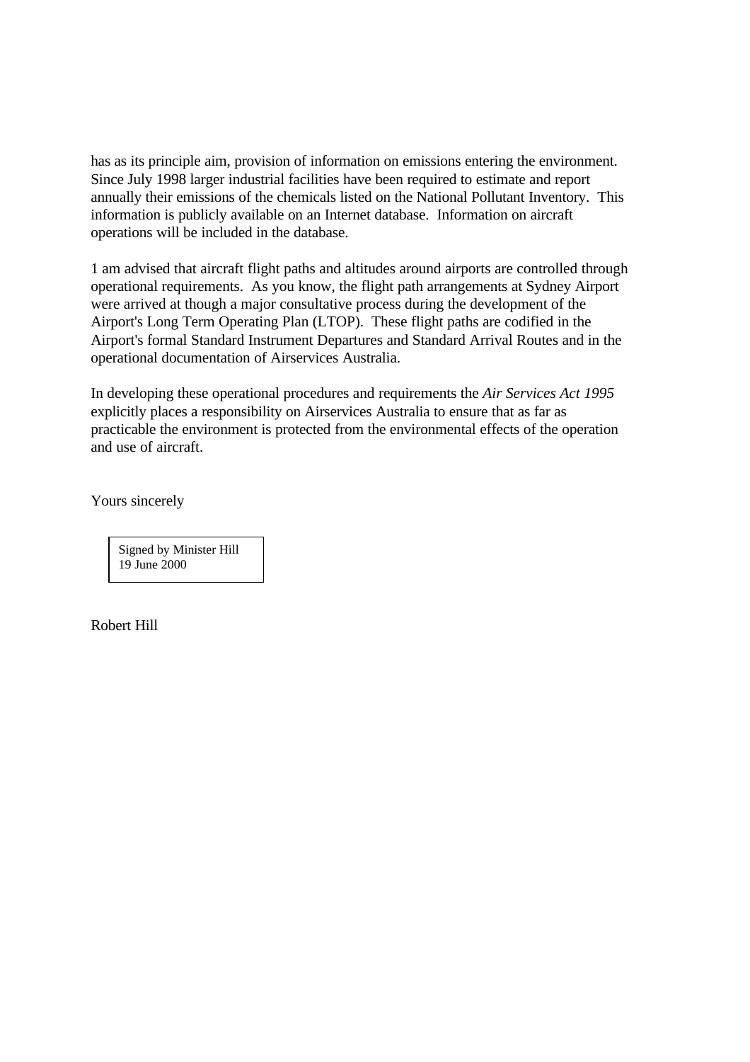has as its principle aim, provision of information on emissions entering the environment. Since July 1998 larger industrial facilities have been required to estimate and report annually their emissions of the chemicals listed on the National Pollutant Inventory. This information is publicly available on an Internet database. Information on aircraft operations will be included in the database.

1 am advised that aircraft flight paths and altitudes around airports are controlled through operational requirements. As you know, the flight path arrangements at Sydney Airport were arrived at though a major consultative process during the development of the Airport's Long Term Operating Plan (LTOP). These flight paths are codified in the Airport's formal Standard Instrument Departures and Standard Arrival Routes and in the operational documentation of Airservices Australia.

In developing these operational procedures and requirements the *Air Services Act 1995* explicitly places a responsibility on Airservices Australia to ensure that as far as practicable the environment is protected from the environmental effects of the operation and use of aircraft.

Yours sincerely

Signed by Minister Hill
19 June 2000

Robert Hill